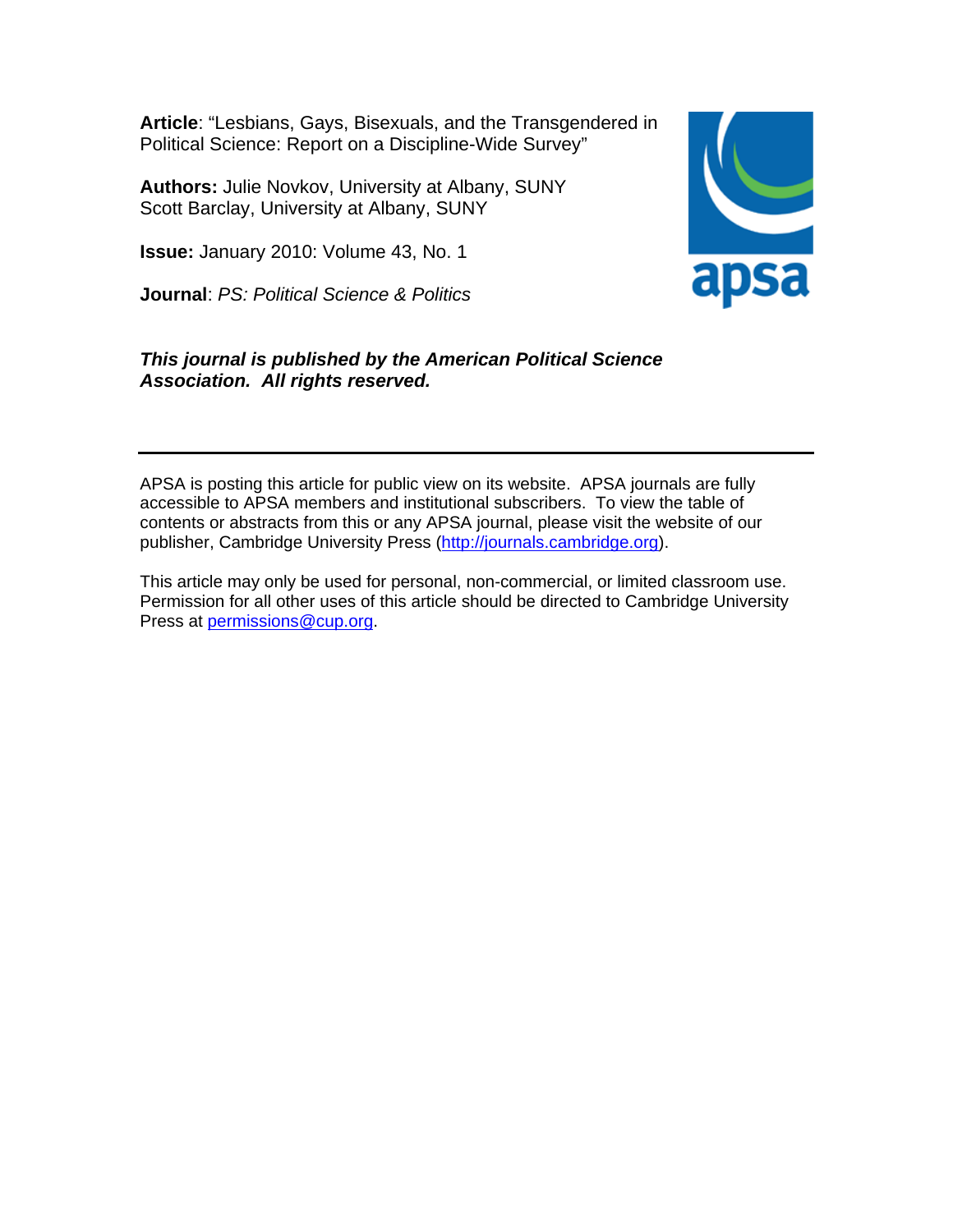**Article**: "Lesbians, Gays, Bisexuals, and the Transgendered in Political Science: Report on a Discipline-Wide Survey"

**Authors:** Julie Novkov, University at Albany, SUNY
Scott Barclay, University at Albany, SUNY

**Issue:** January 2010: Volume 43, No. 1

**Journal**: *PS: Political Science & Politics*

***This journal is published by the American Political Science Association. All rights reserved.***

---

APSA is posting this article for public view on its website. APSA journals are fully accessible to APSA members and institutional subscribers. To view the table of contents or abstracts from this or any APSA journal, please visit the website of our publisher, Cambridge University Press (http://journals.cambridge.org).

This article may only be used for personal, non-commercial, or limited classroom use. Permission for all other uses of this article should be directed to Cambridge University Press at permissions@cup.org.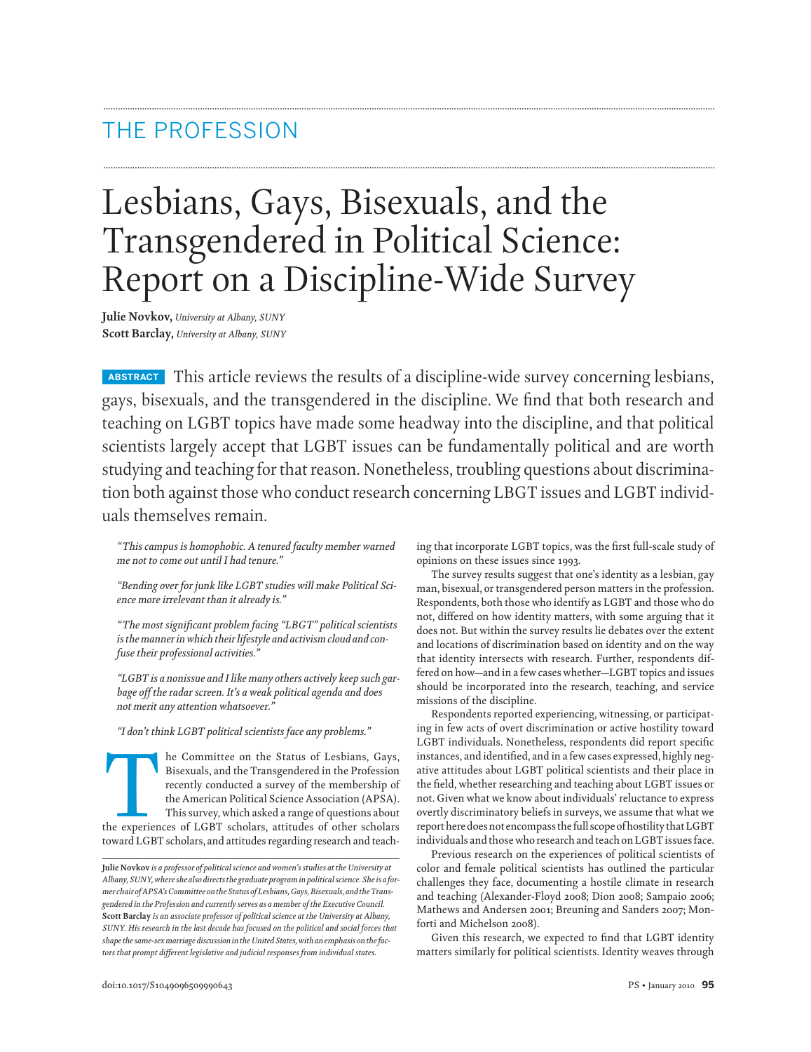THE PROFESSION

# Lesbians, Gays, Bisexuals, and the Transgendered in Political Science: Report on a Discipline-Wide Survey

**Julie Novkov,** *University at Albany, SUNY*
**Scott Barclay,** *University at Albany, SUNY*

**ABSTRACT** This article reviews the results of a discipline-wide survey concerning lesbians, gays, bisexuals, and the transgendered in the discipline. We find that both research and teaching on LGBT topics have made some headway into the discipline, and that political scientists largely accept that LGBT issues can be fundamentally political and are worth studying and teaching for that reason. Nonetheless, troubling questions about discrimination both against those who conduct research concerning LBGT issues and LGBT individuals themselves remain.

*"This campus is homophobic. A tenured faculty member warned me not to come out until I had tenure."*

*"Bending over for junk like LGBT studies will make Political Science more irrelevant than it already is."*

*"The most significant problem facing "LBGT" political scientists is the manner in which their lifestyle and activism cloud and confuse their professional activities."*

*"LGBT is a nonissue and I like many others actively keep such garbage off the radar screen. It's a weak political agenda and does not merit any attention whatsoever."*

*"I don't think LGBT political scientists face any problems."*

The Committee on the Status of Lesbians, Gays, Bisexuals, and the Transgendered in the Profession recently conducted a survey of the membership of the American Political Science Association (APSA). This survey, which asked a range of questions about the experiences of LGBT scholars, attitudes of other scholars toward LGBT scholars, and attitudes regarding research and teaching that incorporate LGBT topics, was the first full-scale study of opinions on these issues since 1993.

The survey results suggest that one's identity as a lesbian, gay man, bisexual, or transgendered person matters in the profession. Respondents, both those who identify as LGBT and those who do not, differed on how identity matters, with some arguing that it does not. But within the survey results lie debates over the extent and locations of discrimination based on identity and on the way that identity intersects with research. Further, respondents differed on how—and in a few cases whether—LGBT topics and issues should be incorporated into the research, teaching, and service missions of the discipline.

Respondents reported experiencing, witnessing, or participating in few acts of overt discrimination or active hostility toward LGBT individuals. Nonetheless, respondents did report specific instances, and identified, and in a few cases expressed, highly negative attitudes about LGBT political scientists and their place in the field, whether researching and teaching about LGBT issues or not. Given what we know about individuals' reluctance to express overtly discriminatory beliefs in surveys, we assume that what we report here does not encompass the full scope of hostility that LGBT individuals and those who research and teach on LGBT issues face.

Previous research on the experiences of political scientists of color and female political scientists has outlined the particular challenges they face, documenting a hostile climate in research and teaching (Alexander-Floyd 2008; Dion 2008; Sampaio 2006; Mathews and Andersen 2001; Breuning and Sanders 2007; Monforti and Michelson 2008).

Given this research, we expected to find that LGBT identity matters similarly for political scientists. Identity weaves through

---

**Julie Novkov** *is a professor of political science and women's studies at the University at Albany, SUNY, where she also directs the graduate program in political science. She is a former chair of APSA's Committee on the Status of Lesbians, Gays, Bisexuals, and the Transgendered in the Profession and currently serves as a member of the Executive Council.*
**Scott Barclay** *is an associate professor of political science at the University at Albany, SUNY. His research in the last decade has focused on the political and social forces that shape the same-sex marriage discussion in the United States, with an emphasis on the factors that prompt different legislative and judicial responses from individual states.*

doi:10.1017/S1049096509990643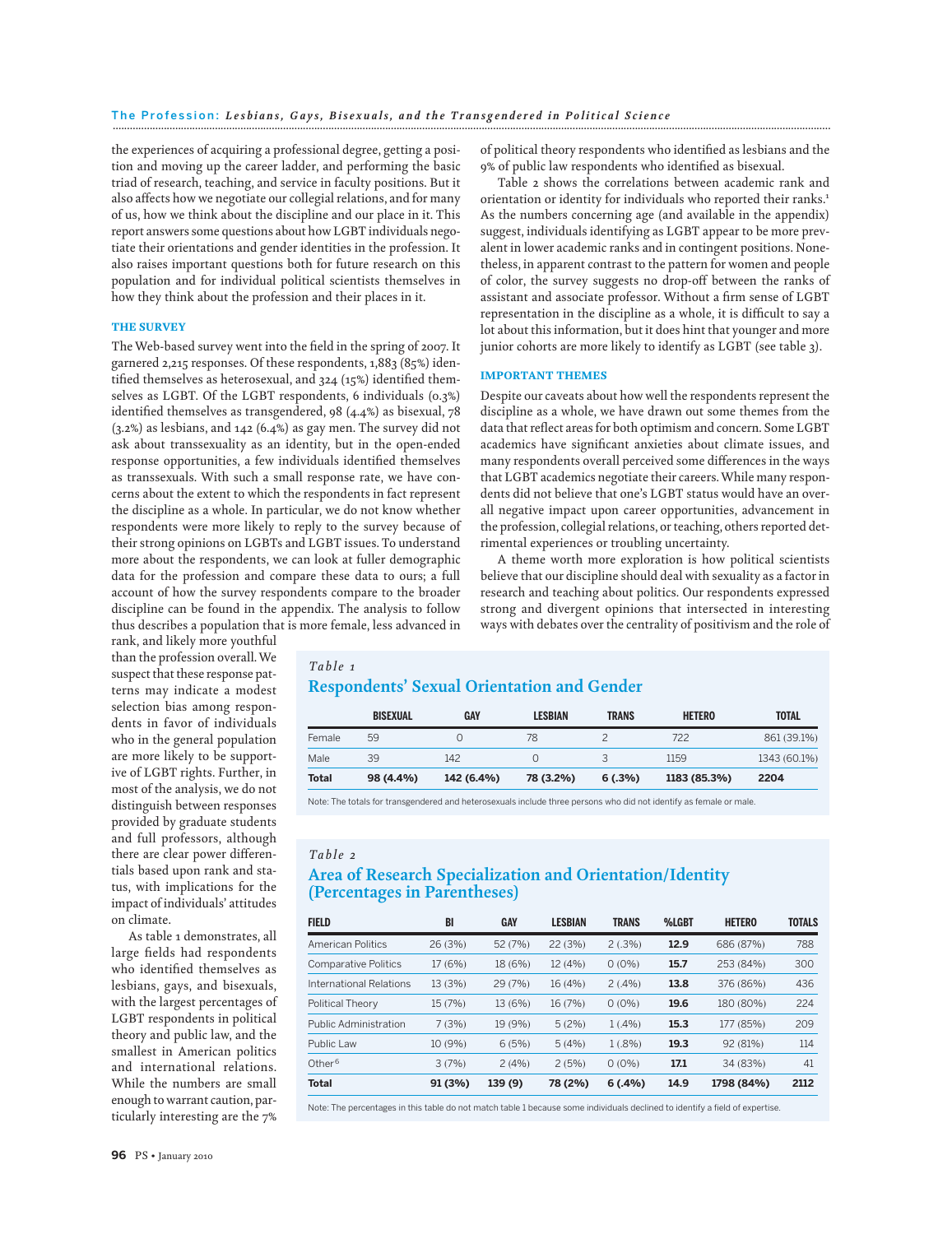the experiences of acquiring a professional degree, getting a position and moving up the career ladder, and performing the basic triad of research, teaching, and service in faculty positions. But it also affects how we negotiate our collegial relations, and for many of us, how we think about the discipline and our place in it. This report answers some questions about how LGBT individuals negotiate their orientations and gender identities in the profession. It also raises important questions both for future research on this population and for individual political scientists themselves in how they think about the profession and their places in it.

## THE SURVEY

The Web-based survey went into the field in the spring of 2007. It garnered 2,215 responses. Of these respondents, 1,883 (85%) identified themselves as heterosexual, and 324 (15%) identified themselves as LGBT. Of the LGBT respondents, 6 individuals (0.3%) identified themselves as transgendered, 98 (4.4%) as bisexual, 78 (3.2%) as lesbians, and 142 (6.4%) as gay men. The survey did not ask about transsexuality as an identity, but in the open-ended response opportunities, a few individuals identified themselves as transsexuals. With such a small response rate, we have concerns about the extent to which the respondents in fact represent the discipline as a whole. In particular, we do not know whether respondents were more likely to reply to the survey because of their strong opinions on LGBTs and LGBT issues. To understand more about the respondents, we can look at fuller demographic data for the profession and compare these data to ours; a full account of how the survey respondents compare to the broader discipline can be found in the appendix. The analysis to follow thus describes a population that is more female, less advanced in rank, and likely more youthful than the profession overall. We suspect that these response patterns may indicate a modest selection bias among respondents in favor of individuals who in the general population are more likely to be supportive of LGBT rights. Further, in most of the analysis, we do not distinguish between responses provided by graduate students and full professors, although there are clear power differentials based upon rank and status, with implications for the impact of individuals' attitudes on climate.

As table 1 demonstrates, all large fields had respondents who identified themselves as lesbians, gays, and bisexuals, with the largest percentages of LGBT respondents in political theory and public law, and the smallest in American politics and international relations. While the numbers are small enough to warrant caution, particularly interesting are the 7% of political theory respondents who identified as lesbians and the 9% of public law respondents who identified as bisexual.

Table 2 shows the correlations between academic rank and orientation or identity for individuals who reported their ranks.[1] As the numbers concerning age (and available in the appendix) suggest, individuals identifying as LGBT appear to be more prevalent in lower academic ranks and in contingent positions. Nonetheless, in apparent contrast to the pattern for women and people of color, the survey suggests no drop-off between the ranks of assistant and associate professor. Without a firm sense of LGBT representation in the discipline as a whole, it is difficult to say a lot about this information, but it does hint that younger and more junior cohorts are more likely to identify as LGBT (see table 3).

## IMPORTANT THEMES

Despite our caveats about how well the respondents represent the discipline as a whole, we have drawn out some themes from the data that reflect areas for both optimism and concern. Some LGBT academics have significant anxieties about climate issues, and many respondents overall perceived some differences in the ways that LGBT academics negotiate their careers. While many respondents did not believe that one's LGBT status would have an overall negative impact upon career opportunities, advancement in the profession, collegial relations, or teaching, others reported detrimental experiences or troubling uncertainty.

A theme worth more exploration is how political scientists believe that our discipline should deal with sexuality as a factor in research and teaching about politics. Our respondents expressed strong and divergent opinions that intersected in interesting ways with debates over the centrality of positivism and the role of

*Table 1*

### Respondents' Sexual Orientation and Gender

| | BISEXUAL | GAY | LESBIAN | TRANS | HETERO | TOTAL |
|---|---|---|---|---|---|---|
| Female | 59 | 0 | 78 | 2 | 722 | 861 (39.1%) |
| Male | 39 | 142 | 0 | 3 | 1159 | 1343 (60.1%) |
| **Total** | **98 (4.4%)** | **142 (6.4%)** | **78 (3.2%)** | **6 (.3%)** | **1183 (85.3%)** | **2204** |

Note: The totals for transgendered and heterosexuals include three persons who did not identify as female or male.

*Table 2*

### Area of Research Specialization and Orientation/Identity (Percentages in Parentheses)

| FIELD | BI | GAY | LESBIAN | TRANS | %LGBT | HETERO | TOTALS |
|---|---|---|---|---|---|---|---|
| American Politics | 26 (3%) | 52 (7%) | 22 (3%) | 2 (.3%) | **12.9** | 686 (87%) | 788 |
| Comparative Politics | 17 (6%) | 18 (6%) | 12 (4%) | 0 (0%) | **15.7** | 253 (84%) | 300 |
| International Relations | 13 (3%) | 29 (7%) | 16 (4%) | 2 (.4%) | **13.8** | 376 (86%) | 436 |
| Political Theory | 15 (7%) | 13 (6%) | 16 (7%) | 0 (0%) | **19.6** | 180 (80%) | 224 |
| Public Administration | 7 (3%) | 19 (9%) | 5 (2%) | 1 (.4%) | **15.3** | 177 (85%) | 209 |
| Public Law | 10 (9%) | 6 (5%) | 5 (4%) | 1 (.8%) | **19.3** | 92 (81%) | 114 |
| Other[6] | 3 (7%) | 2 (4%) | 2 (5%) | 0 (0%) | **17.1** | 34 (83%) | 41 |
| **Total** | **91 (3%)** | **139 (9)** | **78 (2%)** | **6 (.4%)** | **14.9** | **1798 (84%)** | **2112** |

Note: The percentages in this table do not match table 1 because some individuals declined to identify a field of expertise.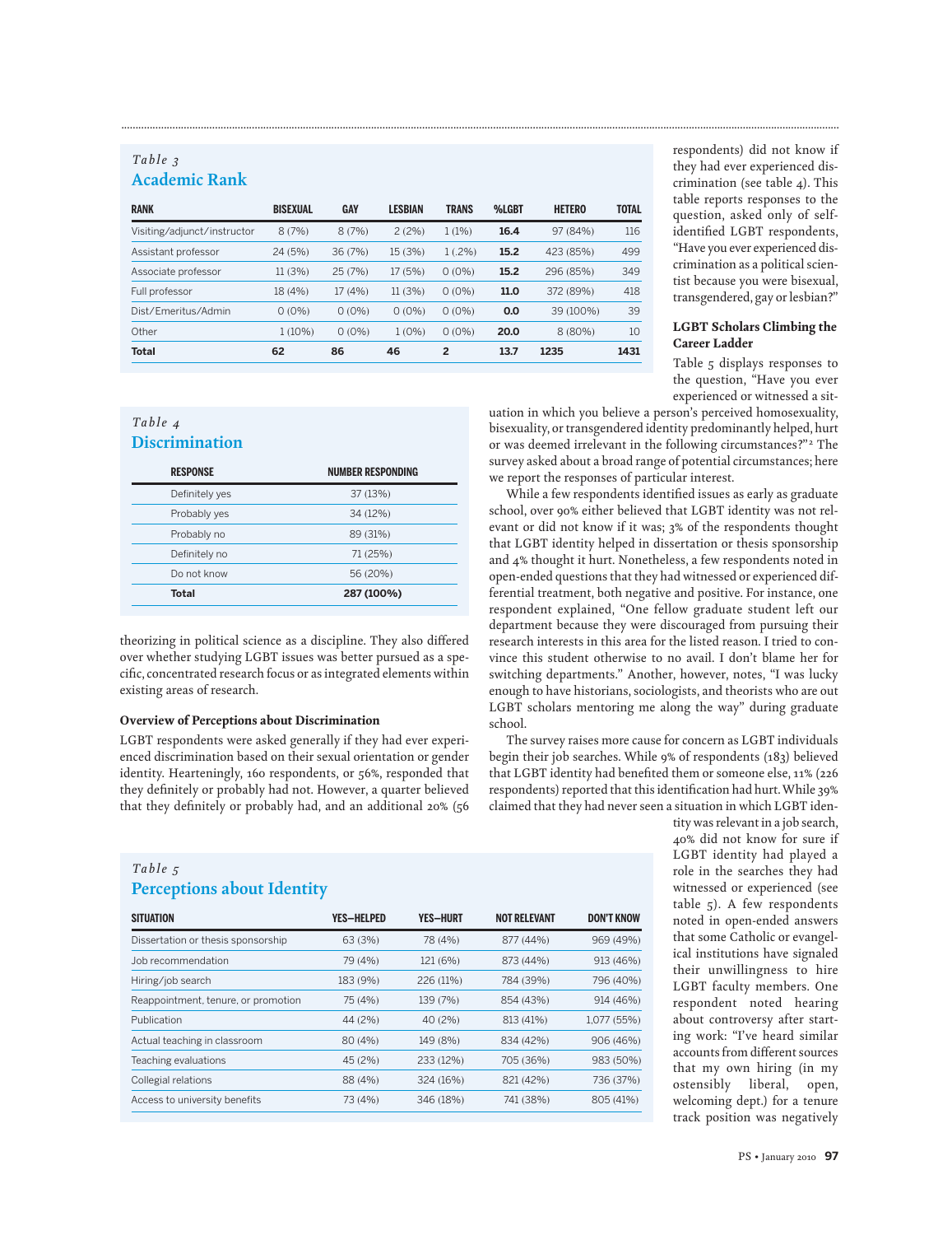*Table 3*
### Academic Rank

| RANK | BISEXUAL | GAY | LESBIAN | TRANS | %LGBT | HETERO | TOTAL |
|---|---|---|---|---|---|---|---|
| Visiting/adjunct/instructor | 8 (7%) | 8 (7%) | 2 (2%) | 1 (1%) | **16.4** | 97 (84%) | 116 |
| Assistant professor | 24 (5%) | 36 (7%) | 15 (3%) | 1 (.2%) | **15.2** | 423 (85%) | 499 |
| Associate professor | 11 (3%) | 25 (7%) | 17 (5%) | 0 (0%) | **15.2** | 296 (85%) | 349 |
| Full professor | 18 (4%) | 17 (4%) | 11 (3%) | 0 (0%) | **11.0** | 372 (89%) | 418 |
| Dist/Emeritus/Admin | 0 (0%) | 0 (0%) | 0 (0%) | 0 (0%) | **0.0** | 39 (100%) | 39 |
| Other | 1 (10%) | 0 (0%) | 1 (0%) | 0 (0%) | **20.0** | 8 (80%) | 10 |
| **Total** | **62** | **86** | **46** | **2** | **13.7** | **1235** | **1431** |

*Table 4*
### Discrimination

| RESPONSE | NUMBER RESPONDING |
|---|---|
| Definitely yes | 37 (13%) |
| Probably yes | 34 (12%) |
| Probably no | 89 (31%) |
| Definitely no | 71 (25%) |
| Do not know | 56 (20%) |
| **Total** | **287 (100%)** |

theorizing in political science as a discipline. They also differed over whether studying LGBT issues was better pursued as a specific, concentrated research focus or as integrated elements within existing areas of research.

**Overview of Perceptions about Discrimination**

LGBT respondents were asked generally if they had ever experienced discrimination based on their sexual orientation or gender identity. Hearteningly, 160 respondents, or 56%, responded that they definitely or probably had not. However, a quarter believed that they definitely or probably had, and an additional 20% (56 respondents) did not know if they had ever experienced discrimination (see table 4). This table reports responses to the question, asked only of self-identified LGBT respondents, "Have you ever experienced discrimination as a political scientist because you were bisexual, transgendered, gay or lesbian?"

**LGBT Scholars Climbing the Career Ladder**

Table 5 displays responses to the question, "Have you ever experienced or witnessed a situation in which you believe a person's perceived homosexuality, bisexuality, or transgendered identity predominantly helped, hurt or was deemed irrelevant in the following circumstances?"[2] The survey asked about a broad range of potential circumstances; here we report the responses of particular interest.

While a few respondents identified issues as early as graduate school, over 90% either believed that LGBT identity was not relevant or did not know if it was; 3% of the respondents thought that LGBT identity helped in dissertation or thesis sponsorship and 4% thought it hurt. Nonetheless, a few respondents noted in open-ended questions that they had witnessed or experienced differential treatment, both negative and positive. For instance, one respondent explained, "One fellow graduate student left our department because they were discouraged from pursuing their research interests in this area for the listed reason. I tried to convince this student otherwise to no avail. I don't blame her for switching departments." Another, however, notes, "I was lucky enough to have historians, sociologists, and theorists who are out LGBT scholars mentoring me along the way" during graduate school.

The survey raises more cause for concern as LGBT individuals begin their job searches. While 9% of respondents (183) believed that LGBT identity had benefited them or someone else, 11% (226 respondents) reported that this identification had hurt. While 39% claimed that they had never seen a situation in which LGBT identity was relevant in a job search, 40% did not know for sure if LGBT identity had played a role in the searches they had witnessed or experienced (see table 5). A few respondents noted in open-ended answers that some Catholic or evangelical institutions have signaled their unwillingness to hire LGBT faculty members. One respondent noted hearing about controversy after starting work: "I've heard similar accounts from different sources that my own hiring (in my ostensibly liberal, open, welcoming dept.) for a tenure track position was negatively

*Table 5*
### Perceptions about Identity

| SITUATION | YES–HELPED | YES–HURT | NOT RELEVANT | DON'T KNOW |
|---|---|---|---|---|
| Dissertation or thesis sponsorship | 63 (3%) | 78 (4%) | 877 (44%) | 969 (49%) |
| Job recommendation | 79 (4%) | 121 (6%) | 873 (44%) | 913 (46%) |
| Hiring/job search | 183 (9%) | 226 (11%) | 784 (39%) | 796 (40%) |
| Reappointment, tenure, or promotion | 75 (4%) | 139 (7%) | 854 (43%) | 914 (46%) |
| Publication | 44 (2%) | 40 (2%) | 813 (41%) | 1,077 (55%) |
| Actual teaching in classroom | 80 (4%) | 149 (8%) | 834 (42%) | 906 (46%) |
| Teaching evaluations | 45 (2%) | 233 (12%) | 705 (36%) | 983 (50%) |
| Collegial relations | 88 (4%) | 324 (16%) | 821 (42%) | 736 (37%) |
| Access to university benefits | 73 (4%) | 346 (18%) | 741 (38%) | 805 (41%) |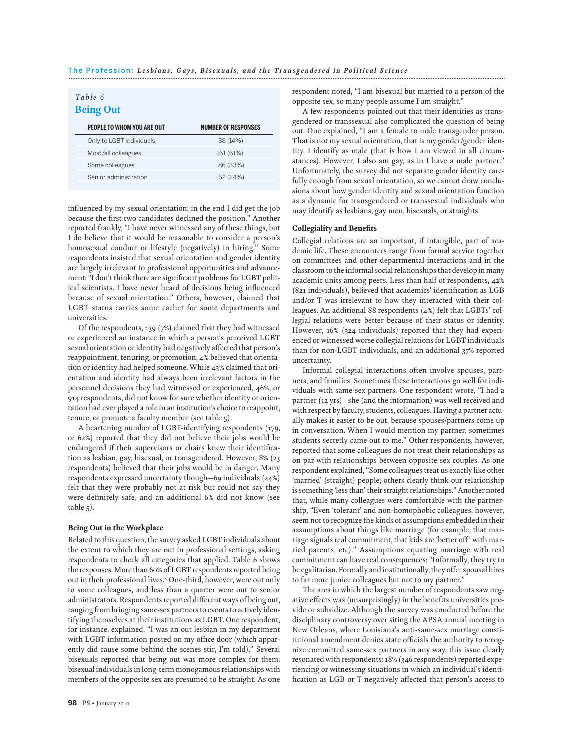Table 6

## Being Out

| PEOPLE TO WHOM YOU ARE OUT | NUMBER OF RESPONSES |
|---|---|
| Only to LGBT individuals | 38 (14%) |
| Most/all colleagues | 161 (61%) |
| Some colleagues | 86 (33%) |
| Senior administration | 62 (24%) |

influenced by my sexual orientation; in the end I did get the job because the first two candidates declined the position." Another reported frankly, "I have never witnessed any of these things, but I do believe that it would be reasonable to consider a person's homosexual conduct or lifestyle (negatively) in hiring." Some respondents insisted that sexual orientation and gender identity are largely irrelevant to professional opportunities and advancement: "I don't think there are significant problems for LGBT political scientists. I have never heard of decisions being influenced because of sexual orientation." Others, however, claimed that LGBT status carries some cachet for some departments and universities.

Of the respondents, 139 (7%) claimed that they had witnessed or experienced an instance in which a person's perceived LGBT sexual orientation or identity had negatively affected that person's reappointment, tenuring, or promotion; 4% believed that orientation or identity had helped someone. While 43% claimed that orientation and identity had always been irrelevant factors in the personnel decisions they had witnessed or experienced, 46%, or 914 respondents, did not know for sure whether identity or orientation had ever played a role in an institution's choice to reappoint, tenure, or promote a faculty member (see table 5).

A heartening number of LGBT-identifying respondents (179, or 62%) reported that they did not believe their jobs would be endangered if their supervisors or chairs knew their identification as lesbian, gay, bisexual, or transgendered. However, 8% (23 respondents) believed that their jobs would be in danger. Many respondents expressed uncertainty though—69 individuals (24%) felt that they were probably not at risk but could not say they were definitely safe, and an additional 6% did not know (see table 5).

### Being Out in the Workplace

Related to this question, the survey asked LGBT individuals about the extent to which they are out in professional settings, asking respondents to check all categories that applied. Table 6 shows the responses. More than 60% of LGBT respondents reported being out in their professional lives.[3] One-third, however, were out only to some colleagues, and less than a quarter were out to senior administrators. Respondents reported different ways of being out, ranging from bringing same-sex partners to events to actively identifying themselves at their institutions as LGBT. One respondent, for instance, explained, "I was an out lesbian in my department with LGBT information posted on my office door (which apparently did cause some behind the scenes stir, I'm told)." Several bisexuals reported that being out was more complex for them: bisexual individuals in long-term monogamous relationships with members of the opposite sex are presumed to be straight. As one respondent noted, "I am bisexual but married to a person of the opposite sex, so many people assume I am straight."

A few respondents pointed out that their identities as transgendered or transsexual also complicated the question of being out. One explained, "I am a female to male transgender person. That is not my sexual orientation, that is my gender/gender identity. I identify as male (that is how I am viewed in all circumstances). However, I also am gay, as in I have a male partner." Unfortunately, the survey did not separate gender identity carefully enough from sexual orientation, so we cannot draw conclusions about how gender identity and sexual orientation function as a dynamic for transgendered or transsexual individuals who may identify as lesbians, gay men, bisexuals, or straights.

### Collegiality and Benefits

Collegial relations are an important, if intangible, part of academic life. These encounters range from formal service together on committees and other departmental interactions and in the classroom to the informal social relationships that develop in many academic units among peers. Less than half of respondents, 42% (821 individuals), believed that academics' identification as LGB and/or T was irrelevant to how they interacted with their colleagues. An additional 88 respondents (4%) felt that LGBTs' collegial relations were better because of their status or identity. However, 16% (324 individuals) reported that they had experienced or witnessed worse collegial relations for LGBT individuals than for non-LGBT individuals, and an additional 37% reported uncertainty.

Informal collegial interactions often involve spouses, partners, and families. Sometimes these interactions go well for individuals with same-sex partners. One respondent wrote, "I had a partner (12 yrs)—she (and the information) was well received and with respect by faculty, students, colleagues. Having a partner actually makes it easier to be out, because spouses/partners come up in conversation. When I would mention my partner, sometimes students secretly came out to me." Other respondents, however, reported that some colleagues do not treat their relationships as on par with relationships between opposite-sex couples. As one respondent explained, "Some colleagues treat us exactly like other 'married' (straight) people; others clearly think our relationship is something 'less than' their straight relationships." Another noted that, while many colleagues were comfortable with the partnership, "Even 'tolerant' and non-homophobic colleagues, however, seem not to recognize the kinds of assumptions embedded in their assumptions about things like marriage (for example, that marriage signals real commitment, that kids are 'better off' with married parents, etc.)." Assumptions equating marriage with real commitment can have real consequences: "Informally, they try to be egalitarian. Formally and institutionally, they offer spousal hires to far more junior colleagues but not to my partner."

The area in which the largest number of respondents saw negative effects was (unsurprisingly) in the benefits universities provide or subsidize. Although the survey was conducted before the disciplinary controversy over siting the APSA annual meeting in New Orleans, where Louisiana's anti-same-sex marriage constitutional amendment denies state officials the authority to recognize committed same-sex partners in any way, this issue clearly resonated with respondents: 18% (346 respondents) reported experiencing or witnessing situations in which an individual's identification as LGB or T negatively affected that person's access to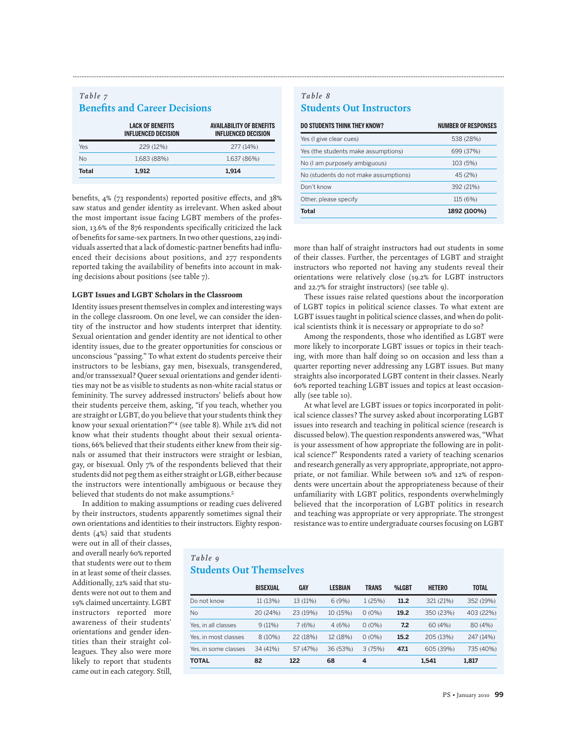*Table 7*
**Benefits and Career Decisions**

| | LACK OF BENEFITS INFLUENCED DECISION | AVAILABILITY OF BENEFITS INFLUENCED DECISION |
|---|---|---|
| Yes | 229 (12%) | 277 (14%) |
| No | 1,683 (88%) | 1,637 (86%) |
| **Total** | **1,912** | **1,914** |

*Table 8*
**Students Out Instructors**

| DO STUDENTS THINK THEY KNOW? | NUMBER OF RESPONSES |
|---|---|
| Yes (I give clear cues) | 538 (28%) |
| Yes (the students make assumptions) | 699 (37%) |
| No (I am purposely ambiguous) | 103 (5%) |
| No (students do not make assumptions) | 45 (2%) |
| Don't know | 392 (21%) |
| Other, please specify | 115 (6%) |
| **Total** | **1892 (100%)** |

benefits, 4% (73 respondents) reported positive effects, and 38% saw status and gender identity as irrelevant. When asked about the most important issue facing LGBT members of the profession, 13.6% of the 876 respondents specifically criticized the lack of benefits for same-sex partners. In two other questions, 229 individuals asserted that a lack of domestic-partner benefits had influenced their decisions about positions, and 277 respondents reported taking the availability of benefits into account in making decisions about positions (see table 7).

### LGBT Issues and LGBT Scholars in the Classroom

Identity issues present themselves in complex and interesting ways in the college classroom. On one level, we can consider the identity of the instructor and how students interpret that identity. Sexual orientation and gender identity are not identical to other identity issues, due to the greater opportunities for conscious or unconscious "passing." To what extent do students perceive their instructors to be lesbians, gay men, bisexuals, transgendered, and/or transsexual? Queer sexual orientations and gender identities may not be as visible to students as non-white racial status or femininity. The survey addressed instructors' beliefs about how their students perceive them, asking, "if you teach, whether you are straight or LGBT, do you believe that your students think they know your sexual orientation?"[4] (see table 8). While 21% did not know what their students thought about their sexual orientations, 66% believed that their students either knew from their signals or assumed that their instructors were straight or lesbian, gay, or bisexual. Only 7% of the respondents believed that their students did not peg them as either straight or LGB, either because the instructors were intentionally ambiguous or because they believed that students do not make assumptions.[5]

In addition to making assumptions or reading cues delivered by their instructors, students apparently sometimes signal their own orientations and identities to their instructors. Eighty respondents (4%) said that students were out in all of their classes, and overall nearly 60% reported that students were out to them in at least some of their classes. Additionally, 22% said that students were not out to them and 19% claimed uncertainty. LGBT instructors reported more awareness of their students' orientations and gender identities than their straight colleagues. They also were more likely to report that students came out in each category. Still, more than half of straight instructors had out students in some of their classes. Further, the percentages of LGBT and straight instructors who reported not having any students reveal their orientations were relatively close (19.2% for LGBT instructors and 22.7% for straight instructors) (see table 9).

*Table 9*
**Students Out Themselves**

| | BISEXUAL | GAY | LESBIAN | TRANS | %LGBT | HETERO | TOTAL |
|---|---|---|---|---|---|---|---|
| Do not know | 11 (13%) | 13 (11%) | 6 (9%) | 1 (25%) | **11.2** | 321 (21%) | 352 (19%) |
| No | 20 (24%) | 23 (19%) | 10 (15%) | 0 (0%) | **19.2** | 350 (23%) | 403 (22%) |
| Yes, in all classes | 9 (11%) | 7 (6%) | 4 (6%) | 0 (0%) | **7.2** | 60 (4%) | 80 (4%) |
| Yes, in most classes | 8 (10%) | 22 (18%) | 12 (18%) | 0 (0%) | **15.2** | 205 (13%) | 247 (14%) |
| Yes, in some classes | 34 (41%) | 57 (47%) | 36 (53%) | 3 (75%) | **47.1** | 605 (39%) | 735 (40%) |
| **TOTAL** | **82** | **122** | **68** | **4** | | **1,541** | **1,817** |

These issues raise related questions about the incorporation of LGBT topics in political science classes. To what extent are LGBT issues taught in political science classes, and when do political scientists think it is necessary or appropriate to do so?

Among the respondents, those who identified as LGBT were more likely to incorporate LGBT issues or topics in their teaching, with more than half doing so on occasion and less than a quarter reporting never addressing any LGBT issues. But many straights also incorporated LGBT content in their classes. Nearly 60% reported teaching LGBT issues and topics at least occasionally (see table 10).

At what level are LGBT issues or topics incorporated in political science classes? The survey asked about incorporating LGBT issues into research and teaching in political science (research is discussed below). The question respondents answered was, "What is your assessment of how appropriate the following are in political science?" Respondents rated a variety of teaching scenarios and research generally as very appropriate, appropriate, not appropriate, or not familiar. While between 10% and 12% of respondents were uncertain about the appropriateness because of their unfamiliarity with LGBT politics, respondents overwhelmingly believed that the incorporation of LGBT politics in research and teaching was appropriate or very appropriate. The strongest resistance was to entire undergraduate courses focusing on LGBT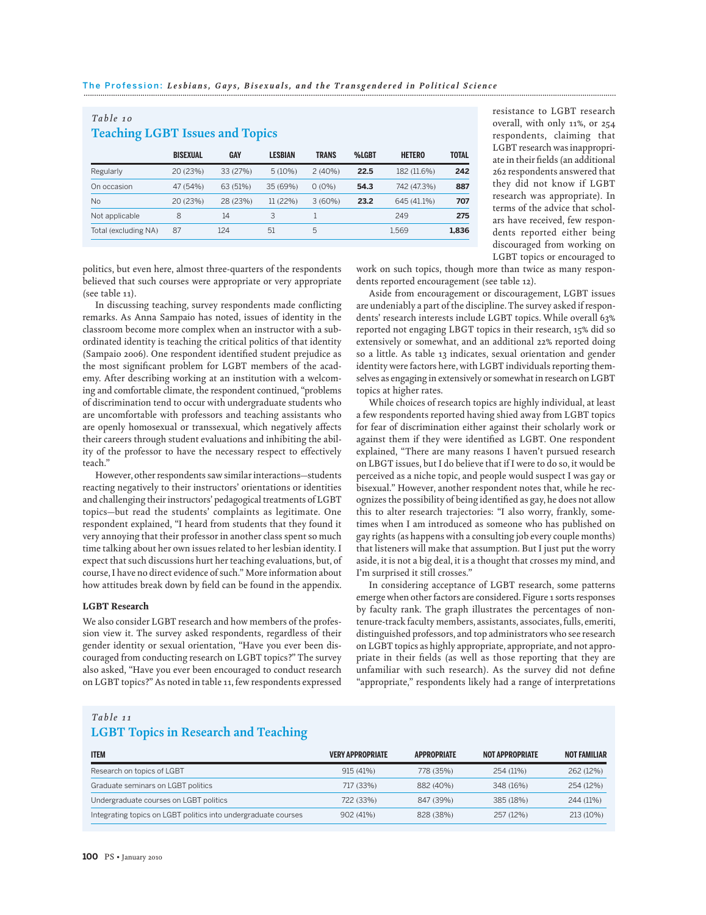*Table 10*
### Teaching LGBT Issues and Topics

| | BISEXUAL | GAY | LESBIAN | TRANS | %LGBT | HETERO | TOTAL |
|---|---|---|---|---|---|---|---|
| Regularly | 20 (23%) | 33 (27%) | 5 (10%) | 2 (40%) | **22.5** | 182 (11.6%) | **242** |
| On occasion | 47 (54%) | 63 (51%) | 35 (69%) | 0 (0%) | **54.3** | 742 (47.3%) | **887** |
| No | 20 (23%) | 28 (23%) | 11 (22%) | 3 (60%) | **23.2** | 645 (41.1%) | **707** |
| Not applicable | 8 | 14 | 3 | 1 | | 249 | **275** |
| Total (excluding NA) | 87 | 124 | 51 | 5 | | 1,569 | **1,836** |

politics, but even here, almost three-quarters of the respondents believed that such courses were appropriate or very appropriate (see table 11).

In discussing teaching, survey respondents made conflicting remarks. As Anna Sampaio has noted, issues of identity in the classroom become more complex when an instructor with a subordinated identity is teaching the critical politics of that identity (Sampaio 2006). One respondent identified student prejudice as the most significant problem for LGBT members of the academy. After describing working at an institution with a welcoming and comfortable climate, the respondent continued, "problems of discrimination tend to occur with undergraduate students who are uncomfortable with professors and teaching assistants who are openly homosexual or transsexual, which negatively affects their careers through student evaluations and inhibiting the ability of the professor to have the necessary respect to effectively teach."

However, other respondents saw similar interactions—students reacting negatively to their instructors' orientations or identities and challenging their instructors' pedagogical treatments of LGBT topics—but read the students' complaints as legitimate. One respondent explained, "I heard from students that they found it very annoying that their professor in another class spent so much time talking about her own issues related to her lesbian identity. I expect that such discussions hurt her teaching evaluations, but, of course, I have no direct evidence of such." More information about how attitudes break down by field can be found in the appendix.

#### LGBT Research

We also consider LGBT research and how members of the profession view it. The survey asked respondents, regardless of their gender identity or sexual orientation, "Have you ever been discouraged from conducting research on LGBT topics?" The survey also asked, "Have you ever been encouraged to conduct research on LGBT topics?" As noted in table 11, few respondents expressed resistance to LGBT research overall, with only 11%, or 254 respondents, claiming that LGBT research was inappropriate in their fields (an additional 262 respondents answered that they did not know if LGBT research was appropriate). In terms of the advice that scholars have received, few respondents reported either being discouraged from working on LGBT topics or encouraged to work on such topics, though more than twice as many respondents reported encouragement (see table 12).

Aside from encouragement or discouragement, LGBT issues are undeniably a part of the discipline. The survey asked if respondents' research interests include LGBT topics. While overall 63% reported not engaging LBGT topics in their research, 15% did so extensively or somewhat, and an additional 22% reported doing so a little. As table 13 indicates, sexual orientation and gender identity were factors here, with LGBT individuals reporting themselves as engaging in extensively or somewhat in research on LGBT topics at higher rates.

While choices of research topics are highly individual, at least a few respondents reported having shied away from LBGT topics for fear of discrimination either against their scholarly work or against them if they were identified as LGBT. One respondent explained, "There are many reasons I haven't pursued research on LBGT issues, but I do believe that if I were to do so, it would be perceived as a niche topic, and people would suspect I was gay or bisexual." However, another respondent notes that, while he recognizes the possibility of being identified as gay, he does not allow this to alter research trajectories: "I also worry, frankly, sometimes when I am introduced as someone who has published on gay rights (as happens with a consulting job every couple months) that listeners will make that assumption. But I just put the worry aside, it is not a big deal, it is a thought that crosses my mind, and I'm surprised it still crosses."

In considering acceptance of LGBT research, some patterns emerge when other factors are considered. Figure 1 sorts responses by faculty rank. The graph illustrates the percentages of non-tenure-track faculty members, assistants, associates, fulls, emeriti, distinguished professors, and top administrators who see research on LGBT topics as highly appropriate, appropriate, and not appropriate in their fields (as well as those reporting that they are unfamiliar with such research). As the survey did not define "appropriate," respondents likely had a range of interpretations

*Table 11*
### LGBT Topics in Research and Teaching

| ITEM | VERY APPROPRIATE | APPROPRIATE | NOT APPROPRIATE | NOT FAMILIAR |
|---|---|---|---|---|
| Research on topics of LGBT | 915 (41%) | 778 (35%) | 254 (11%) | 262 (12%) |
| Graduate seminars on LGBT politics | 717 (33%) | 882 (40%) | 348 (16%) | 254 (12%) |
| Undergraduate courses on LGBT politics | 722 (33%) | 847 (39%) | 385 (18%) | 244 (11%) |
| Integrating topics on LGBT politics into undergraduate courses | 902 (41%) | 828 (38%) | 257 (12%) | 213 (10%) |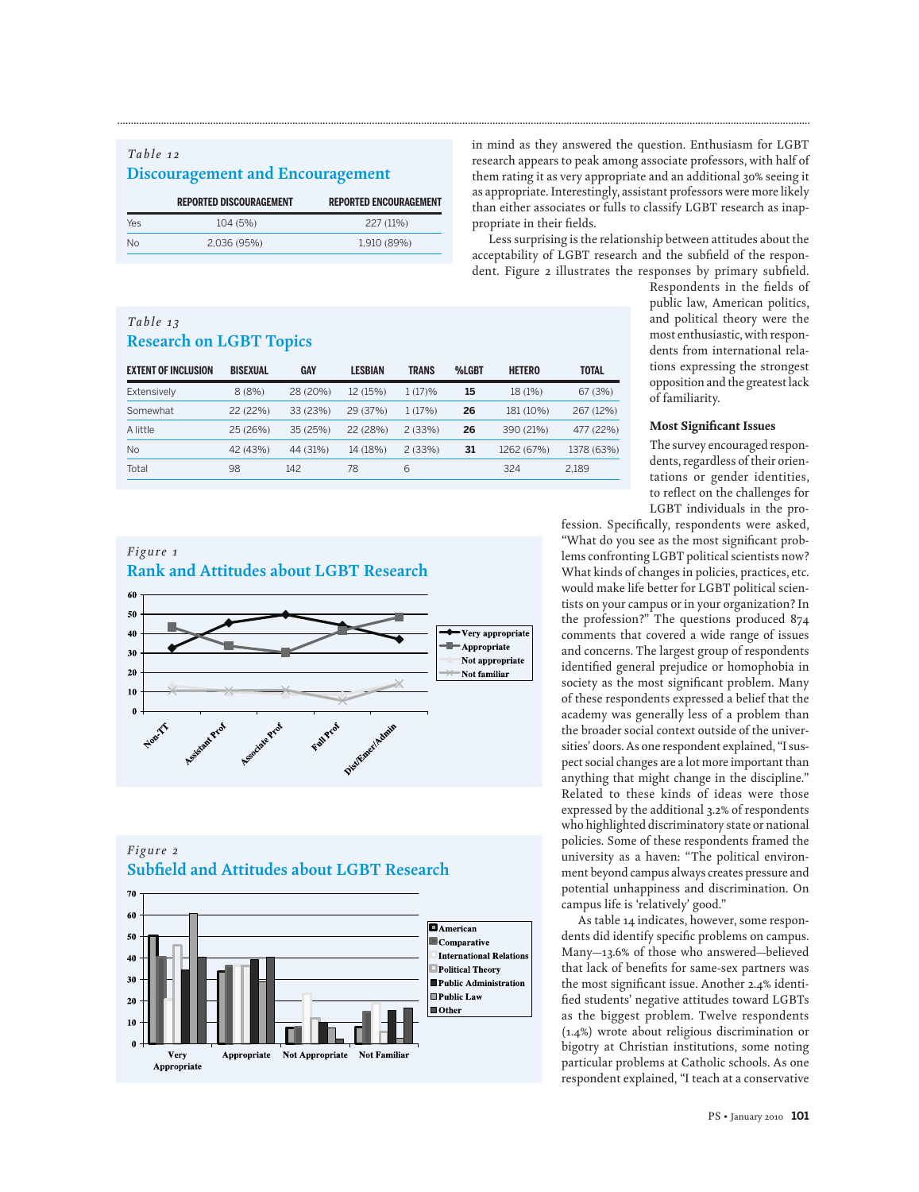*Table 12*

**Discouragement and Encouragement**

| | REPORTED DISCOURAGEMENT | REPORTED ENCOURAGEMENT |
|---|---|---|
| Yes | 104 (5%) | 227 (11%) |
| No | 2,036 (95%) | 1,910 (89%) |

*Table 13*

**Research on LGBT Topics**

| EXTENT OF INCLUSION | BISEXUAL | GAY | LESBIAN | TRANS | %LGBT | HETERO | TOTAL |
|---|---|---|---|---|---|---|---|
| Extensively | 8 (8%) | 28 (20%) | 12 (15%) | 1 (17)% | **15** | 18 (1%) | 67 (3%) |
| Somewhat | 22 (22%) | 33 (23%) | 29 (37%) | 1 (17%) | **26** | 181 (10%) | 267 (12%) |
| A little | 25 (26%) | 35 (25%) | 22 (28%) | 2 (33%) | **26** | 390 (21%) | 477 (22%) |
| No | 42 (43%) | 44 (31%) | 14 (18%) | 2 (33%) | **31** | 1262 (67%) | 1378 (63%) |
| Total | 98 | 142 | 78 | 6 | | 324 | 2,189 |

*Figure 1*

**Rank and Attitudes about LGBT Research**

*Figure 2*

**Subfield and Attitudes about LGBT Research**

in mind as they answered the question. Enthusiasm for LGBT research appears to peak among associate professors, with half of them rating it as very appropriate and an additional 30% seeing it as appropriate. Interestingly, assistant professors were more likely than either associates or fulls to classify LGBT research as inappropriate in their fields.

Less surprising is the relationship between attitudes about the acceptability of LGBT research and the subfield of the respondent. Figure 2 illustrates the responses by primary subfield. Respondents in the fields of public law, American politics, and political theory were the most enthusiastic, with respondents from international relations expressing the strongest opposition and the greatest lack of familiarity.

### Most Significant Issues

The survey encouraged respondents, regardless of their orientations or gender identities, to reflect on the challenges for LGBT individuals in the profession. Specifically, respondents were asked, "What do you see as the most significant problems confronting LGBT political scientists now? What kinds of changes in policies, practices, etc. would make life better for LGBT political scientists on your campus or in your organization? In the profession?" The questions produced 874 comments that covered a wide range of issues and concerns. The largest group of respondents identified general prejudice or homophobia in society as the most significant problem. Many of these respondents expressed a belief that the academy was generally less of a problem than the broader social context outside of the universities' doors. As one respondent explained, "I suspect social changes are a lot more important than anything that might change in the discipline." Related to these kinds of ideas were those expressed by the additional 3.2% of respondents who highlighted discriminatory state or national policies. Some of these respondents framed the university as a haven: "The political environment beyond campus always creates pressure and potential unhappiness and discrimination. On campus life is 'relatively' good."

As table 14 indicates, however, some respondents did identify specific problems on campus. Many—13.6% of those who answered—believed that lack of benefits for same-sex partners was the most significant issue. Another 2.4% identified students' negative attitudes toward LGBTs as the biggest problem. Twelve respondents (1.4%) wrote about religious discrimination or bigotry at Christian institutions, some noting particular problems at Catholic schools. As one respondent explained, "I teach at a conservative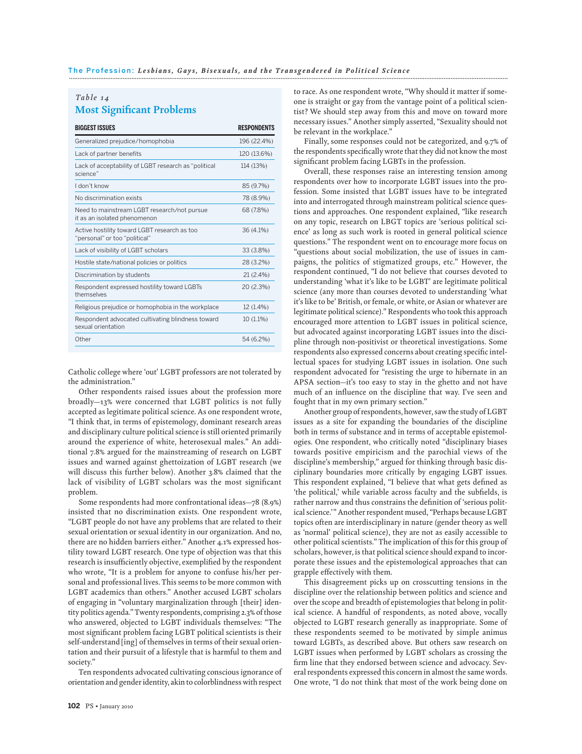*Table 14*

## Most Significant Problems

| BIGGEST ISSUES | RESPONDENTS |
|---|---|
| Generalized prejudice/homophobia | 196 (22.4%) |
| Lack of partner benefits | 120 (13.6%) |
| Lack of acceptability of LGBT research as "political science" | 114 (13%) |
| I don't know | 85 (9.7%) |
| No discrimination exists | 78 (8.9%) |
| Need to mainstream LGBT research/not pursue it as an isolated phenomenon | 68 (7.8%) |
| Active hostility toward LGBT research as too "personal" or too "political" | 36 (4.1%) |
| Lack of visibility of LGBT scholars | 33 (3.8%) |
| Hostile state/national policies or politics | 28 (3.2%) |
| Discrimination by students | 21 (2.4%) |
| Respondent expressed hostility toward LGBTs themselves | 20 (2.3%) |
| Religious prejudice or homophobia in the workplace | 12 (1.4%) |
| Respondent advocated cultivating blindness toward sexual orientation | 10 (1.1%) |
| Other | 54 (6.2%) |

Catholic college where 'out' LGBT professors are not tolerated by the administration."

Other respondents raised issues about the profession more broadly—13% were concerned that LGBT politics is not fully accepted as legitimate political science. As one respondent wrote, "I think that, in terms of epistemology, dominant research areas and disciplinary culture political science is still oriented primarily around the experience of white, heterosexual males." An additional 7.8% argued for the mainstreaming of research on LGBT issues and warned against ghettoization of LGBT research (we will discuss this further below). Another 3.8% claimed that the lack of visibility of LGBT scholars was the most significant problem.

Some respondents had more confrontational ideas—78 (8.9%) insisted that no discrimination exists. One respondent wrote, "LGBT people do not have any problems that are related to their sexual orientation or sexual identity in our organization. And no, there are no hidden barriers either." Another 4.1% expressed hostility toward LGBT research. One type of objection was that this research is insufficiently objective, exemplified by the respondent who wrote, "It is a problem for anyone to confuse his/her personal and professional lives. This seems to be more common with LGBT academics than others." Another accused LGBT scholars of engaging in "voluntary marginalization through [their] identity politics agenda." Twenty respondents, comprising 2.3% of those who answered, objected to LGBT individuals themselves: "The most significant problem facing LGBT political scientists is their self-understand[ing] of themselves in terms of their sexual orientation and their pursuit of a lifestyle that is harmful to them and society."

Ten respondents advocated cultivating conscious ignorance of orientation and gender identity, akin to colorblindness with respect to race. As one respondent wrote, "Why should it matter if someone is straight or gay from the vantage point of a political scientist? We should step away from this and move on toward more necessary issues." Another simply asserted, "Sexuality should not be relevant in the workplace."

Finally, some responses could not be categorized, and 9.7% of the respondents specifically wrote that they did not know the most significant problem facing LGBTs in the profession.

Overall, these responses raise an interesting tension among respondents over how to incorporate LGBT issues into the profession. Some insisted that LGBT issues have to be integrated into and interrogated through mainstream political science questions and approaches. One respondent explained, "like research on any topic, research on LBGT topics are 'serious political science' as long as such work is rooted in general political science questions." The respondent went on to encourage more focus on "questions about social mobilization, the use of issues in campaigns, the politics of stigmatized groups, etc." However, the respondent continued, "I do not believe that courses devoted to understanding 'what it's like to be LGBT' are legitimate political science (any more than courses devoted to understanding 'what it's like to be' British, or female, or white, or Asian or whatever are legitimate political science)." Respondents who took this approach encouraged more attention to LGBT issues in political science, but advocated against incorporating LGBT issues into the discipline through non-positivist or theoretical investigations. Some respondents also expressed concerns about creating specific intellectual spaces for studying LGBT issues in isolation. One such respondent advocated for "resisting the urge to hibernate in an APSA section—it's too easy to stay in the ghetto and not have much of an influence on the discipline that way. I've seen and fought that in my own primary section."

Another group of respondents, however, saw the study of LGBT issues as a site for expanding the boundaries of the discipline both in terms of substance and in terms of acceptable epistemologies. One respondent, who critically noted "disciplinary biases towards positive empiricism and the parochial views of the discipline's membership," argued for thinking through basic disciplinary boundaries more critically by engaging LGBT issues. This respondent explained, "I believe that what gets defined as 'the political,' while variable across faculty and the subfields, is rather narrow and thus constrains the definition of 'serious political science.'" Another respondent mused, "Perhaps because LGBT topics often are interdisciplinary in nature (gender theory as well as 'normal' political science), they are not as easily accessible to other political scientists." The implication of this for this group of scholars, however, is that political science should expand to incorporate these issues and the epistemological approaches that can grapple effectively with them.

This disagreement picks up on crosscutting tensions in the discipline over the relationship between politics and science and over the scope and breadth of epistemologies that belong in political science. A handful of respondents, as noted above, vocally objected to LGBT research generally as inappropriate. Some of these respondents seemed to be motivated by simple animus toward LGBTs, as described above. But others saw research on LGBT issues when performed by LGBT scholars as crossing the firm line that they endorsed between science and advocacy. Several respondents expressed this concern in almost the same words. One wrote, "I do not think that most of the work being done on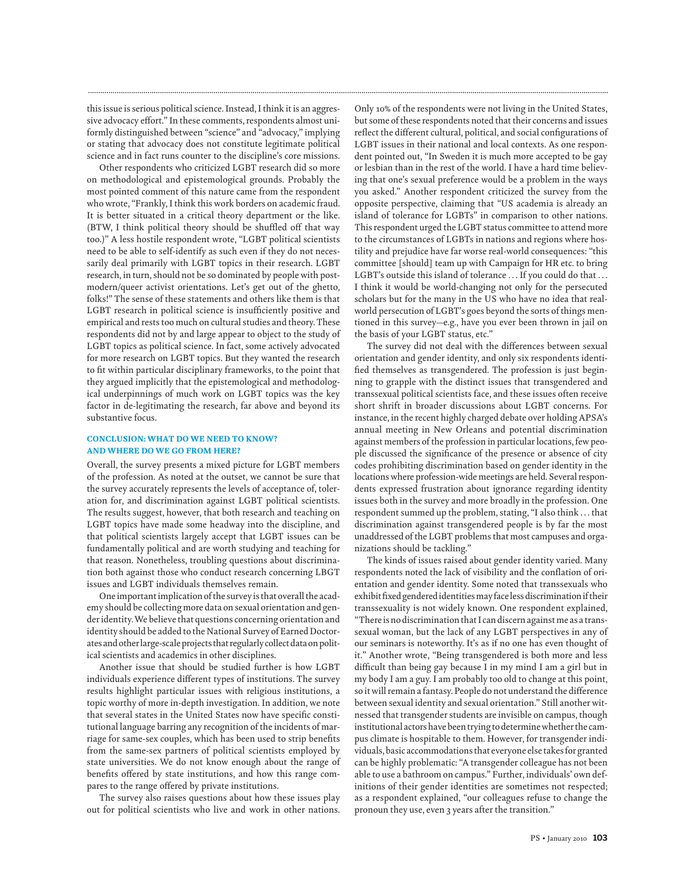this issue is serious political science. Instead, I think it is an aggressive advocacy effort." In these comments, respondents almost uniformly distinguished between "science" and "advocacy," implying or stating that advocacy does not constitute legitimate political science and in fact runs counter to the discipline's core missions.

Other respondents who criticized LGBT research did so more on methodological and epistemological grounds. Probably the most pointed comment of this nature came from the respondent who wrote, "Frankly, I think this work borders on academic fraud. It is better situated in a critical theory department or the like. (BTW, I think political theory should be shuffled off that way too.)" A less hostile respondent wrote, "LGBT political scientists need to be able to self-identify as such even if they do not necessarily deal primarily with LGBT topics in their research. LGBT research, in turn, should not be so dominated by people with postmodern/queer activist orientations. Let's get out of the ghetto, folks!" The sense of these statements and others like them is that LGBT research in political science is insufficiently positive and empirical and rests too much on cultural studies and theory. These respondents did not by and large appear to object to the study of LGBT topics as political science. In fact, some actively advocated for more research on LGBT topics. But they wanted the research to fit within particular disciplinary frameworks, to the point that they argued implicitly that the epistemological and methodological underpinnings of much work on LGBT topics was the key factor in de-legitimating the research, far above and beyond its substantive focus.

## CONCLUSION: WHAT DO WE NEED TO KNOW? AND WHERE DO WE GO FROM HERE?

Overall, the survey presents a mixed picture for LGBT members of the profession. As noted at the outset, we cannot be sure that the survey accurately represents the levels of acceptance of, toleration for, and discrimination against LGBT political scientists. The results suggest, however, that both research and teaching on LGBT topics have made some headway into the discipline, and that political scientists largely accept that LGBT issues can be fundamentally political and are worth studying and teaching for that reason. Nonetheless, troubling questions about discrimination both against those who conduct research concerning LBGT issues and LGBT individuals themselves remain.

One important implication of the survey is that overall the academy should be collecting more data on sexual orientation and gender identity. We believe that questions concerning orientation and identity should be added to the National Survey of Earned Doctorates and other large-scale projects that regularly collect data on political scientists and academics in other disciplines.

Another issue that should be studied further is how LGBT individuals experience different types of institutions. The survey results highlight particular issues with religious institutions, a topic worthy of more in-depth investigation. In addition, we note that several states in the United States now have specific constitutional language barring any recognition of the incidents of marriage for same-sex couples, which has been used to strip benefits from the same-sex partners of political scientists employed by state universities. We do not know enough about the range of benefits offered by state institutions, and how this range compares to the range offered by private institutions.

The survey also raises questions about how these issues play out for political scientists who live and work in other nations. Only 10% of the respondents were not living in the United States, but some of these respondents noted that their concerns and issues reflect the different cultural, political, and social configurations of LGBT issues in their national and local contexts. As one respondent pointed out, "In Sweden it is much more accepted to be gay or lesbian than in the rest of the world. I have a hard time believing that one's sexual preference would be a problem in the ways you asked." Another respondent criticized the survey from the opposite perspective, claiming that "US academia is already an island of tolerance for LGBTs" in comparison to other nations. This respondent urged the LGBT status committee to attend more to the circumstances of LGBTs in nations and regions where hostility and prejudice have far worse real-world consequences: "this committee [should] team up with Campaign for HR etc. to bring LGBT's outside this island of tolerance … If you could do that … I think it would be world-changing not only for the persecuted scholars but for the many in the US who have no idea that real-world persecution of LGBT's goes beyond the sorts of things mentioned in this survey—e.g., have you ever been thrown in jail on the basis of your LGBT status, etc."

The survey did not deal with the differences between sexual orientation and gender identity, and only six respondents identified themselves as transgendered. The profession is just beginning to grapple with the distinct issues that transgendered and transsexual political scientists face, and these issues often receive short shrift in broader discussions about LGBT concerns. For instance, in the recent highly charged debate over holding APSA's annual meeting in New Orleans and potential discrimination against members of the profession in particular locations, few people discussed the significance of the presence or absence of city codes prohibiting discrimination based on gender identity in the locations where profession-wide meetings are held. Several respondents expressed frustration about ignorance regarding identity issues both in the survey and more broadly in the profession. One respondent summed up the problem, stating, "I also think … that discrimination against transgendered people is by far the most unaddressed of the LGBT problems that most campuses and organizations should be tackling."

The kinds of issues raised about gender identity varied. Many respondents noted the lack of visibility and the conflation of orientation and gender identity. Some noted that transsexuals who exhibit fixed gendered identities may face less discrimination if their transsexuality is not widely known. One respondent explained, "There is no discrimination that I can discern against me as a transsexual woman, but the lack of any LGBT perspectives in any of our seminars is noteworthy. It's as if no one has even thought of it." Another wrote, "Being transgendered is both more and less difficult than being gay because I in my mind I am a girl but in my body I am a guy. I am probably too old to change at this point, so it will remain a fantasy. People do not understand the difference between sexual identity and sexual orientation." Still another witnessed that transgender students are invisible on campus, though institutional actors have been trying to determine whether the campus climate is hospitable to them. However, for transgender individuals, basic accommodations that everyone else takes for granted can be highly problematic: "A transgender colleague has not been able to use a bathroom on campus." Further, individuals' own definitions of their gender identities are sometimes not respected; as a respondent explained, "our colleagues refuse to change the pronoun they use, even 3 years after the transition."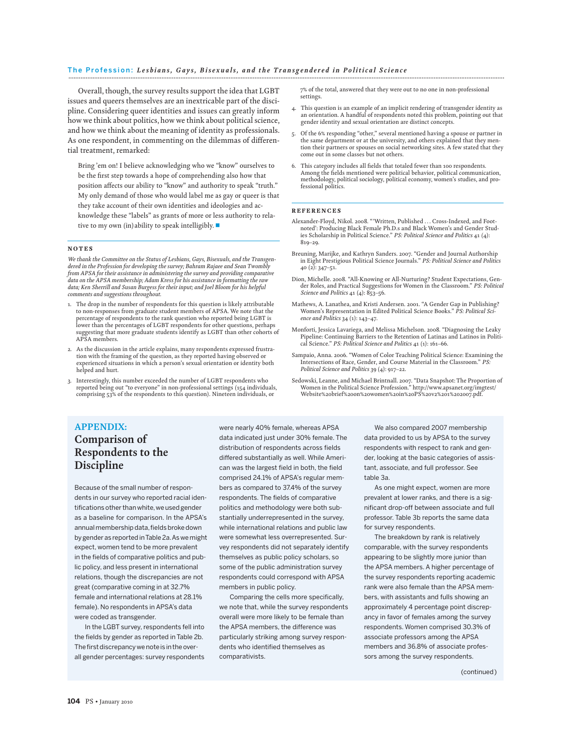Overall, though, the survey results support the idea that LGBT issues and queers themselves are an inextricable part of the discipline. Considering queer identities and issues can greatly inform how we think about politics, how we think about political science, and how we think about the meaning of identity as professionals. As one respondent, in commenting on the dilemmas of differential treatment, remarked:

> Bring 'em on! I believe acknowledging who we "know" ourselves to be the first step towards a hope of comprehending also how that position affects our ability to "know" and authority to speak "truth." My only demand of those who would label me as gay or queer is that they take account of their own identities and ideologies and acknowledge these "labels" as grants of more or less authority to relative to my own (in)ability to speak intelligibly. ■

## NOTES

*We thank the Committee on the Status of Lesbians, Gays, Bisexuals, and the Transgendered in the Profession for developing the survey; Bahram Rajaee and Sean Twombly from APSA for their assistance in administering the survey and providing comparative data on the APSA membership; Adam Kress for his assistance in formatting the raw data; Ken Sherrill and Susan Burgess for their input; and Joel Bloom for his helpful comments and suggestions throughout.*

1. The drop in the number of respondents for this question is likely attributable to non-responses from graduate student members of APSA. We note that the percentage of respondents to the rank question who reported being LGBT is lower than the percentages of LGBT respondents for other questions, perhaps suggesting that more graduate students identify as LGBT than other cohorts of APSA members.
2. As the discussion in the article explains, many respondents expressed frustration with the framing of the question, as they reported having observed or experienced situations in which a person's sexual orientation or identity both helped and hurt.
3. Interestingly, this number exceeded the number of LGBT respondents who reported being out "to everyone" in non-professional settings (154 individuals, comprising 53% of the respondents to this question). Nineteen individuals, or 7% of the total, answered that they were out to no one in non-professional settings.
4. This question is an example of an implicit rendering of transgender identity as an orientation. A handful of respondents noted this problem, pointing out that gender identity and sexual orientation are distinct concepts.
5. Of the 6% responding "other," several mentioned having a spouse or partner in the same department or at the university, and others explained that they mention their partners or spouses on social networking sites. A few stated that they come out in some classes but not others.
6. This category includes all fields that totaled fewer than 100 respondents. Among the fields mentioned were political behavior, political communication, methodology, political sociology, political economy, women's studies, and professional politics.

## REFERENCES

Alexander-Floyd, Nikol. 2008. "'Written, Published . . . Cross-Indexed, and Footnoted': Producing Black Female Ph.D.s and Black Women's and Gender Studies Scholarship in Political Science." *PS: Political Science and Politics* 41 (4): 819–29.

Breuning, Marijke, and Kathryn Sanders. 2007. "Gender and Journal Authorship in Eight Prestigious Political Science Journals." *PS: Political Science and Politics* 40 (2): 347–51.

Dion, Michelle. 2008. "All-Knowing or All-Nurturing? Student Expectations, Gender Roles, and Practical Suggestions for Women in the Classroom." *PS: Political Science and Politics* 41 (4): 853–56.

Mathews, A. Lanathea, and Kristi Andersen. 2001. "A Gender Gap in Publishing? Women's Representation in Edited Political Science Books." *PS: Political Science and Politics* 34 (1): 143–47.

Monforti, Jessica Lavariega, and Melissa Michelson. 2008. "Diagnosing the Leaky Pipeline: Continuing Barriers to the Retention of Latinas and Latinos in Political Science." *PS: Political Science and Politics* 41 (1): 161–66.

Sampaio, Anna. 2006. "Women of Color Teaching Political Science: Examining the Intersections of Race, Gender, and Course Material in the Classroom." *PS: Political Science and Politics* 39 (4): 917–22.

Sedowski, Leanne, and Michael Brintnall. 2007. "Data Snapshot: The Proportion of Women in the Political Science Profession." http://www.apsanet.org/imgtest/Website%20brief%20on%20women%20in%20PS%20v2%201%202007.pdf.

## APPENDIX: Comparison of Respondents to the Discipline

Because of the small number of respondents in our survey who reported racial identifications other than white, we used gender as a baseline for comparison. In the APSA's annual membership data, fields broke down by gender as reported in Table 2a. As we might expect, women tend to be more prevalent in the fields of comparative politics and public policy, and less present in international relations, though the discrepancies are not great (comparative coming in at 32.7% female and international relations at 28.1% female). No respondents in APSA's data were coded as transgender.

In the LGBT survey, respondents fell into the fields by gender as reported in Table 2b. The first discrepancy we note is in the overall gender percentages: survey respondents were nearly 40% female, whereas APSA data indicated just under 30% female. The distribution of respondents across fields differed substantially as well. While American was the largest field in both, the field comprised 24.1% of APSA's regular members as compared to 37.4% of the survey respondents. The fields of comparative politics and methodology were both substantially underrepresented in the survey, while international relations and public law were somewhat less overrepresented. Survey respondents did not separately identify themselves as public policy scholars, so some of the public administration survey respondents could correspond with APSA members in public policy.

Comparing the cells more specifically, we note that, while the survey respondents overall were more likely to be female than the APSA members, the difference was particularly striking among survey respondents who identified themselves as comparativists.

We also compared 2007 membership data provided to us by APSA to the survey respondents with respect to rank and gender, looking at the basic categories of assistant, associate, and full professor. See table 3a.

As one might expect, women are more prevalent at lower ranks, and there is a significant drop-off between associate and full professor. Table 3b reports the same data for survey respondents.

The breakdown by rank is relatively comparable, with the survey respondents appearing to be slightly more junior than the APSA members. A higher percentage of the survey respondents reporting academic rank were also female than the APSA members, with assistants and fulls showing an approximately 4 percentage point discrepancy in favor of females among the survey respondents. Women comprised 30.3% of associate professors among the APSA members and 36.8% of associate professors among the survey respondents.

(continued)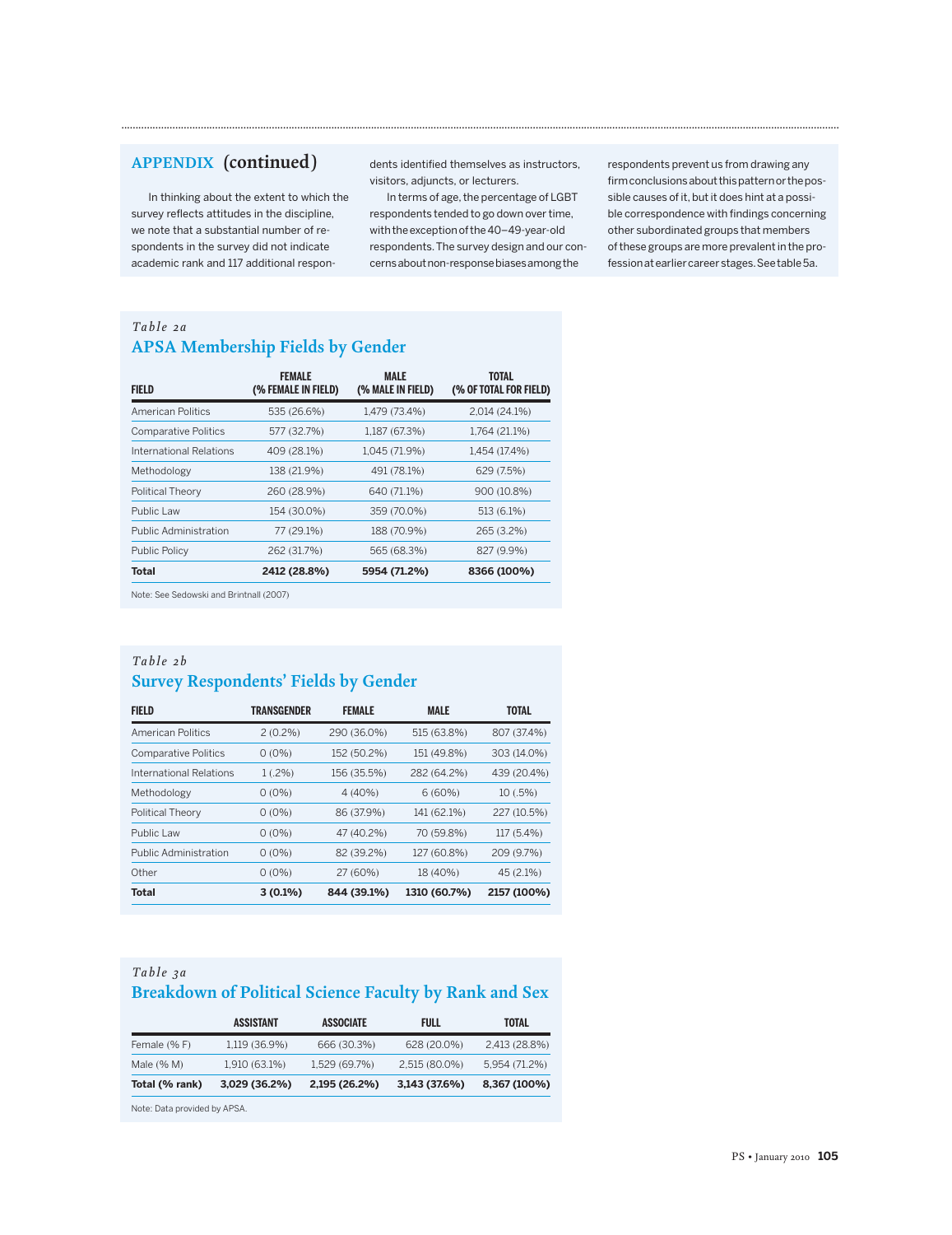## APPENDIX (continued)

In thinking about the extent to which the survey reflects attitudes in the discipline, we note that a substantial number of respondents in the survey did not indicate academic rank and 117 additional respondents identified themselves as instructors, visitors, adjuncts, or lecturers.

In terms of age, the percentage of LGBT respondents tended to go down over time, with the exception of the 40–49-year-old respondents. The survey design and our concerns about non-response biases among the respondents prevent us from drawing any firm conclusions about this pattern or the possible causes of it, but it does hint at a possible correspondence with findings concerning other subordinated groups that members of these groups are more prevalent in the profession at earlier career stages. See table 5a.

*Table 2a*

### APSA Membership Fields by Gender

| FIELD | FEMALE (% FEMALE IN FIELD) | MALE (% MALE IN FIELD) | TOTAL (% OF TOTAL FOR FIELD) |
|---|---|---|---|
| American Politics | 535 (26.6%) | 1,479 (73.4%) | 2,014 (24.1%) |
| Comparative Politics | 577 (32.7%) | 1,187 (67.3%) | 1,764 (21.1%) |
| International Relations | 409 (28.1%) | 1,045 (71.9%) | 1,454 (17.4%) |
| Methodology | 138 (21.9%) | 491 (78.1%) | 629 (7.5%) |
| Political Theory | 260 (28.9%) | 640 (71.1%) | 900 (10.8%) |
| Public Law | 154 (30.0%) | 359 (70.0%) | 513 (6.1%) |
| Public Administration | 77 (29.1%) | 188 (70.9%) | 265 (3.2%) |
| Public Policy | 262 (31.7%) | 565 (68.3%) | 827 (9.9%) |
| **Total** | **2412 (28.8%)** | **5954 (71.2%)** | **8366 (100%)** |

Note: See Sedowski and Brintnall (2007)

*Table 2b*

### Survey Respondents' Fields by Gender

| FIELD | TRANSGENDER | FEMALE | MALE | TOTAL |
|---|---|---|---|---|
| American Politics | 2 (0.2%) | 290 (36.0%) | 515 (63.8%) | 807 (37.4%) |
| Comparative Politics | 0 (0%) | 152 (50.2%) | 151 (49.8%) | 303 (14.0%) |
| International Relations | 1 (.2%) | 156 (35.5%) | 282 (64.2%) | 439 (20.4%) |
| Methodology | 0 (0%) | 4 (40%) | 6 (60%) | 10 (.5%) |
| Political Theory | 0 (0%) | 86 (37.9%) | 141 (62.1%) | 227 (10.5%) |
| Public Law | 0 (0%) | 47 (40.2%) | 70 (59.8%) | 117 (5.4%) |
| Public Administration | 0 (0%) | 82 (39.2%) | 127 (60.8%) | 209 (9.7%) |
| Other | 0 (0%) | 27 (60%) | 18 (40%) | 45 (2.1%) |
| **Total** | **3 (0.1%)** | **844 (39.1%)** | **1310 (60.7%)** | **2157 (100%)** |

*Table 3a*

### Breakdown of Political Science Faculty by Rank and Sex

| | ASSISTANT | ASSOCIATE | FULL | TOTAL |
|---|---|---|---|---|
| Female (% F) | 1,119 (36.9%) | 666 (30.3%) | 628 (20.0%) | 2,413 (28.8%) |
| Male (% M) | 1,910 (63.1%) | 1,529 (69.7%) | 2,515 (80.0%) | 5,954 (71.2%) |
| **Total (% rank)** | **3,029 (36.2%)** | **2,195 (26.2%)** | **3,143 (37.6%)** | **8,367 (100%)** |

Note: Data provided by APSA.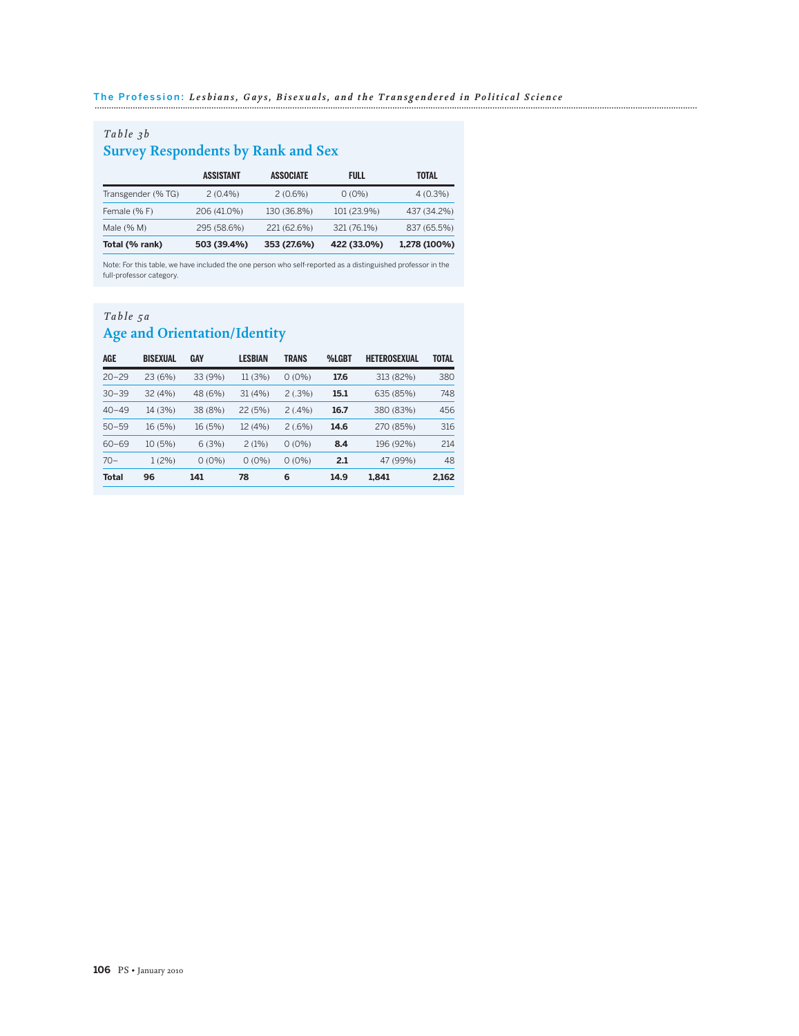*Table 3b*

## Survey Respondents by Rank and Sex

| | ASSISTANT | ASSOCIATE | FULL | TOTAL |
|---|---|---|---|---|
| Transgender (% TG) | 2 (0.4%) | 2 (0.6%) | 0 (0%) | 4 (0.3%) |
| Female (% F) | 206 (41.0%) | 130 (36.8%) | 101 (23.9%) | 437 (34.2%) |
| Male (% M) | 295 (58.6%) | 221 (62.6%) | 321 (76.1%) | 837 (65.5%) |
| **Total (% rank)** | **503 (39.4%)** | **353 (27.6%)** | **422 (33.0%)** | **1,278 (100%)** |

Note: For this table, we have included the one person who self-reported as a distinguished professor in the full-professor category.

*Table 5a*

## Age and Orientation/Identity

| AGE | BISEXUAL | GAY | LESBIAN | TRANS | %LGBT | HETEROSEXUAL | TOTAL |
|---|---|---|---|---|---|---|---|
| 20–29 | 23 (6%) | 33 (9%) | 11 (3%) | 0 (0%) | **17.6** | 313 (82%) | 380 |
| 30–39 | 32 (4%) | 48 (6%) | 31 (4%) | 2 (.3%) | **15.1** | 635 (85%) | 748 |
| 40–49 | 14 (3%) | 38 (8%) | 22 (5%) | 2 (.4%) | **16.7** | 380 (83%) | 456 |
| 50–59 | 16 (5%) | 16 (5%) | 12 (4%) | 2 (.6%) | **14.6** | 270 (85%) | 316 |
| 60–69 | 10 (5%) | 6 (3%) | 2 (1%) | 0 (0%) | **8.4** | 196 (92%) | 214 |
| 70– | 1 (2%) | 0 (0%) | 0 (0%) | 0 (0%) | **2.1** | 47 (99%) | 48 |
| **Total** | **96** | **141** | **78** | **6** | **14.9** | **1,841** | **2,162** |